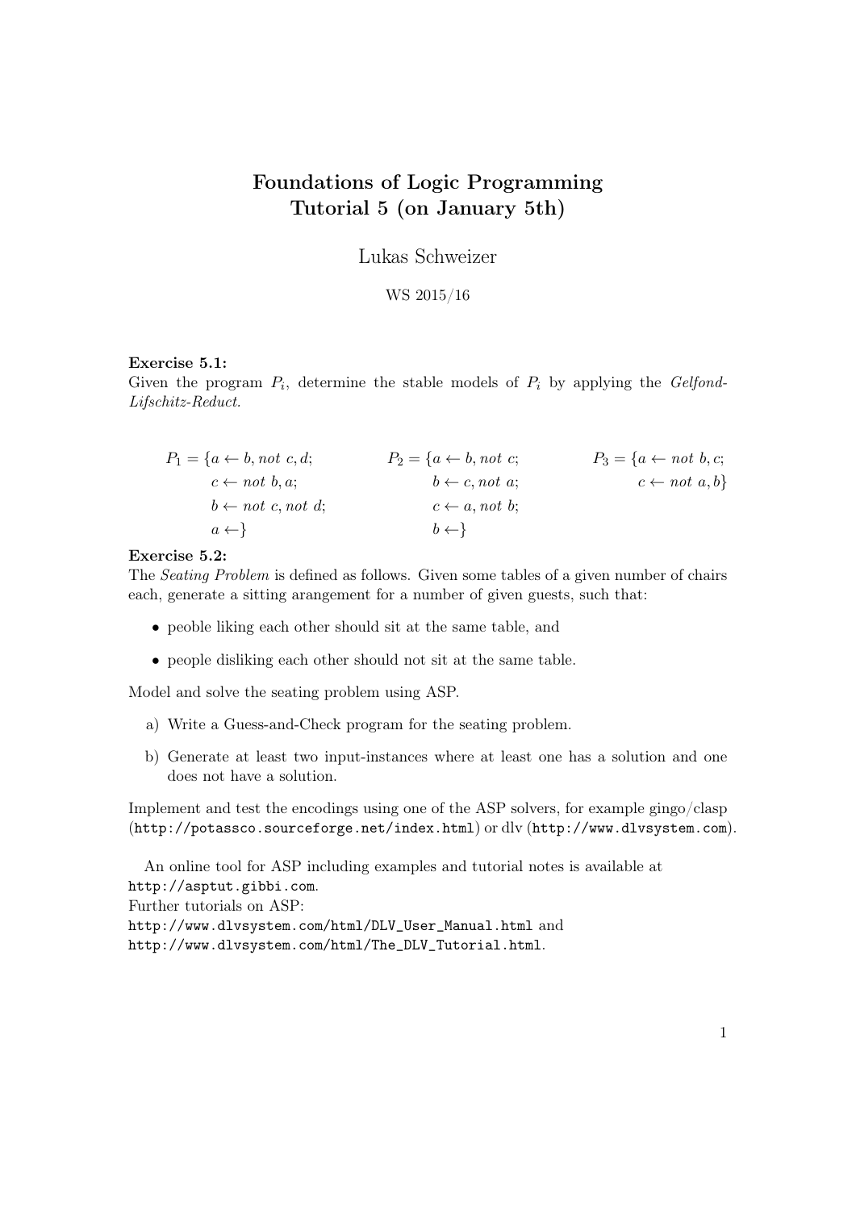# Foundations of Logic Programming
## Tutorial 5 (on January 5th)

Lukas Schweizer

WS 2015/16

**Exercise 5.1:**
Given the program $P_i$, determine the stable models of $P_i$ by applying the *Gelfond-Lifschitz-Reduct.*

$$P_1 = \{a \leftarrow b, not\ c, d; \quad c \leftarrow not\ b, a; \quad b \leftarrow not\ c, not\ d; \quad a \leftarrow\}$$

$$P_2 = \{a \leftarrow b, not\ c; \quad b \leftarrow c, not\ a; \quad c \leftarrow a, not\ b; \quad b \leftarrow\}$$

$$P_3 = \{a \leftarrow not\ b, c; \quad c \leftarrow not\ a, b\}$$

**Exercise 5.2:**
The *Seating Problem* is defined as follows. Given some tables of a given number of chairs each, generate a sitting arangement for a number of given guests, such that:

- peoble liking each other should sit at the same table, and
- people disliking each other should not sit at the same table.

Model and solve the seating problem using ASP.

a) Write a Guess-and-Check program for the seating problem.

b) Generate at least two input-instances where at least one has a solution and one does not have a solution.

Implement and test the encodings using one of the ASP solvers, for example gingo/clasp (`http://potassco.sourceforge.net/index.html`) or dlv (`http://www.dlvsystem.com`).

An online tool for ASP including examples and tutorial notes is available at `http://asptut.gibbi.com`.
Further tutorials on ASP:
`http://www.dlvsystem.com/html/DLV_User_Manual.html` and
`http://www.dlvsystem.com/html/The_DLV_Tutorial.html`.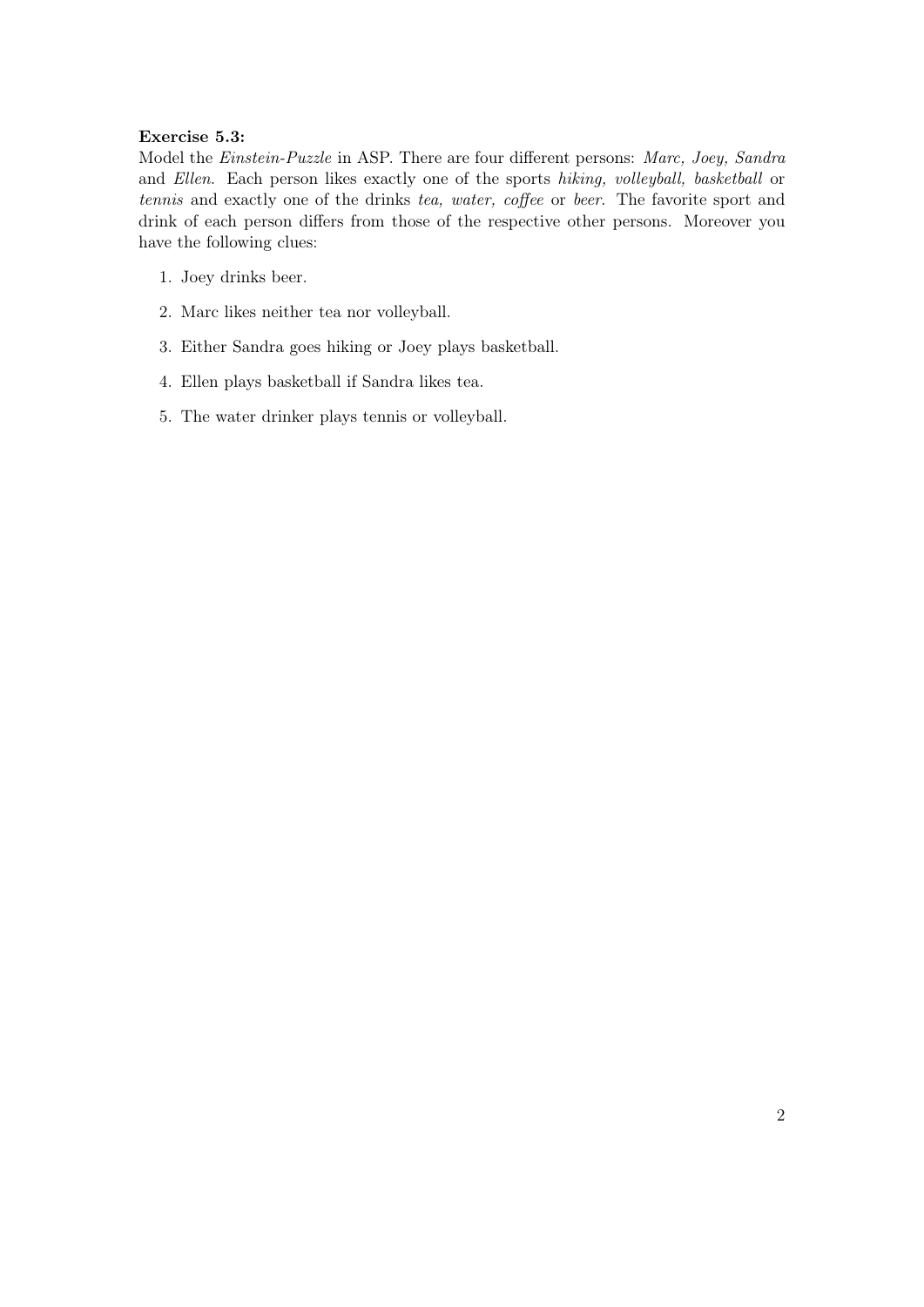**Exercise 5.3:**

Model the *Einstein-Puzzle* in ASP. There are four different persons: *Marc, Joey, Sandra* and *Ellen*. Each person likes exactly one of the sports *hiking, volleyball, basketball* or *tennis* and exactly one of the drinks *tea, water, coffee* or *beer*. The favorite sport and drink of each person differs from those of the respective other persons. Moreover you have the following clues:

1. Joey drinks beer.
2. Marc likes neither tea nor volleyball.
3. Either Sandra goes hiking or Joey plays basketball.
4. Ellen plays basketball if Sandra likes tea.
5. The water drinker plays tennis or volleyball.